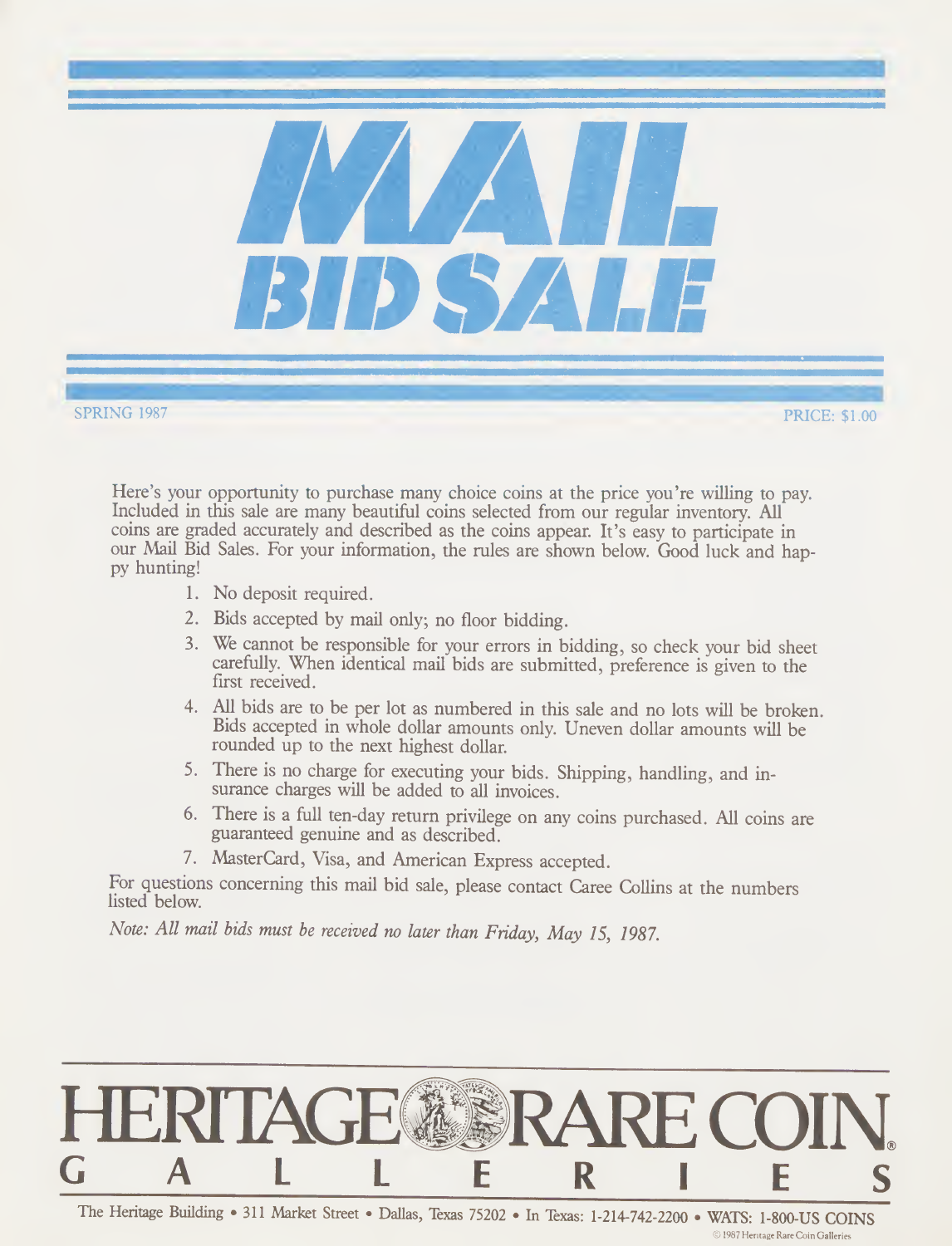# MAIL BID SALE

SPRING 1987

PRICE: $1.00

Here's your opportunity to purchase many choice coins at the price you're willing to pay. Included in this sale are many beautiful coins selected from our regular inventory. All coins are graded accurately and described as the coins appear. It's easy to participate in our Mail Bid Sales. For your information, the rules are shown below. Good luck and happy hunting!

1. No deposit required.
2. Bids accepted by mail only; no floor bidding.
3. We cannot be responsible for your errors in bidding, so check your bid sheet carefully. When identical mail bids are submitted, preference is given to the first received.
4. All bids are to be per lot as numbered in this sale and no lots will be broken. Bids accepted in whole dollar amounts only. Uneven dollar amounts will be rounded up to the next highest dollar.
5. There is no charge for executing your bids. Shipping, handling, and insurance charges will be added to all invoices.
6. There is a full ten-day return privilege on any coins purchased. All coins are guaranteed genuine and as described.
7. MasterCard, Visa, and American Express accepted.

For questions concerning this mail bid sale, please contact Caree Collins at the numbers listed below.

*Note: All mail bids must be received no later than Friday, May 15, 1987.*

## HERITAGE RARE COIN GALLERIES®

The Heritage Building • 311 Market Street • Dallas, Texas 75202 • In Texas: 1-214-742-2200 • WATS: 1-800-US COINS

© 1987 Heritage Rare Coin Galleries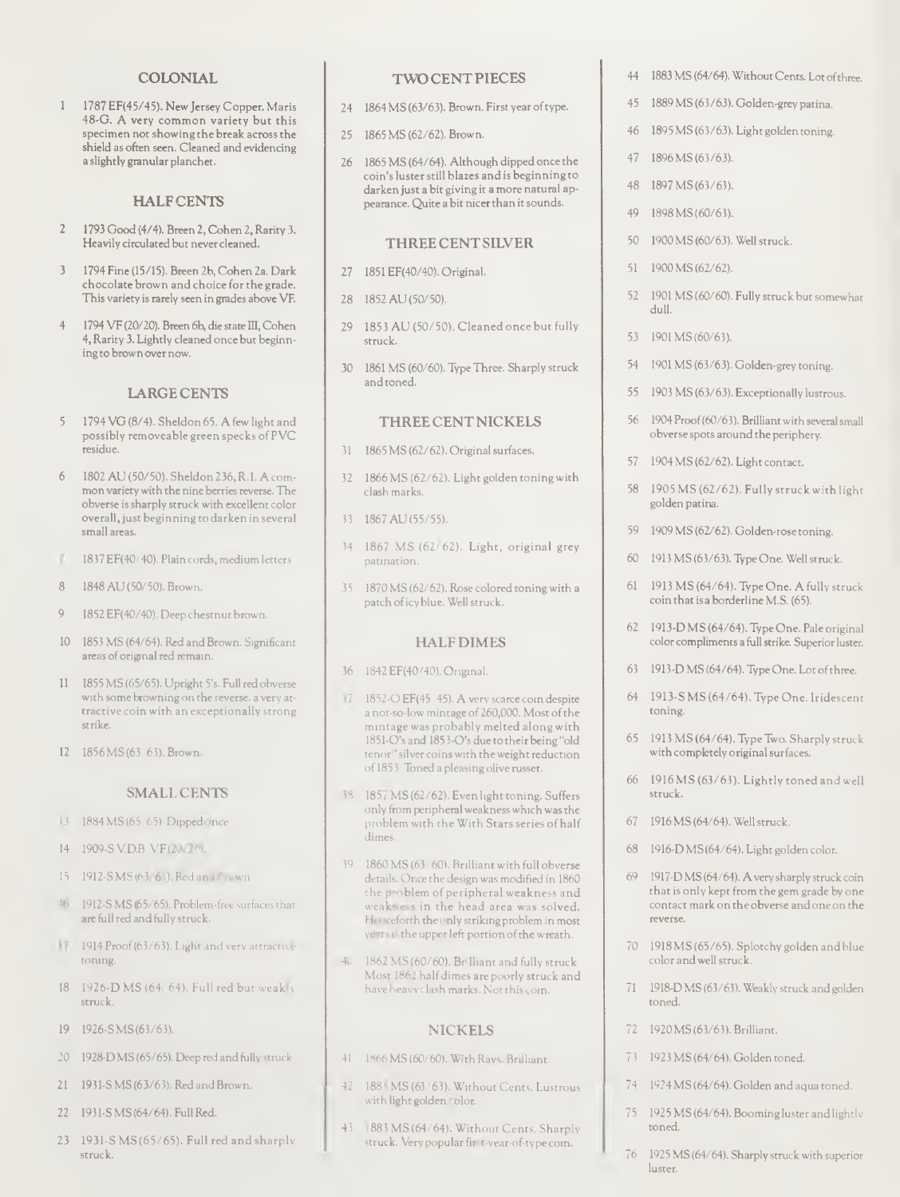## COLONIAL

1 1787 EF(45/45). New Jersey Copper. Maris 48-G. A very common variety but this specimen not showing the break across the shield as often seen. Cleaned and evidencing a slightly granular planchet.

## HALF CENTS

2 1793 Good (4/4). Breen 2, Cohen 2, Rarity 3. Heavily circulated but never cleaned.

3 1794 Fine (15/15). Breen 2b, Cohen 2a. Dark chocolate brown and choice for the grade. This variety is rarely seen in grades above VF.

4 1794 VF (20/20). Breen 6b, die state III, Cohen 4, Rarity 3. Lightly cleaned once but beginning to brown over now.

## LARGE CENTS

5 1794 VG (8/4). Sheldon 65. A few light and possibly removeable green specks of PVC residue.

6 1802 AU (50/50). Sheldon 236, R.1. A common variety with the nine berries reverse. The obverse is sharply struck with excellent color overall, just beginning to darken in several small areas.

7 1837 EF(40/40). Plain cords, medium letters

8 1848 AU (50/50). Brown.

9 1852 EF(40/40). Deep chestnut brown.

10 1853 MS (64/64). Red and Brown. Significant areas of original red remain.

11 1855 MS (65/65). Upright 5's. Full red obverse with some browning on the reverse. a very attractive coin with an exceptionally strong strike.

12 1856 MS (63/63). Brown.

## SMALL CENTS

13 1884 MS (65/65) Dipped once

14 1909-S V.D.B VF (20/20).

15 1912-S MS (63/63). Red and Brown

16 1912-S MS (65/65). Problem-free surfaces that are full red and fully struck.

17 1914 Proof (63/63). Light and very attractive toning.

18 1926-D MS (64/64). Full red but weakly struck.

19 1926-S MS (63/63).

20 1928-D MS (65/65). Deep red and fully struck

21 1931-S MS (63/63). Red and Brown.

22 1931-S MS (64/64). Full Red.

23 1931-S MS (65/65). Full red and sharply struck.

## TWO CENT PIECES

24 1864 MS (63/63). Brown. First year of type.

25 1865 MS (62/62). Brown.

26 1865 MS (64/64). Although dipped once the coin's luster still blazes and is beginning to darken just a bit giving it a more natural appearance. Quite a bit nicer than it sounds.

## THREE CENT SILVER

27 1851 EF(40/40). Original.

28 1852 AU (50/50).

29 1853 AU (50/50). Cleaned once but fully struck.

30 1861 MS (60/60). Type Three. Sharply struck and toned.

## THREE CENT NICKELS

31 1865 MS (62/62). Original surfaces.

32 1866 MS (62/62). Light golden toning with clash marks.

33 1867 AU (55/55).

34 1867 MS (62/62). Light, original grey patination.

35 1870 MS (62/62). Rose colored toning with a patch of icy blue. Well struck.

## HALF DIMES

36 1842 EF(40/40). Original.

37 1852-O EF(45/45). A very scarce coin despite a not-so-low mintage of 260,000. Most of the mintage was probably melted along with 1851-O's and 1853-O's due to their being "old tenor" silver coins with the weight reduction of 1853. Toned a pleasing olive russet.

38 1857 MS (62/62). Even light toning. Suffers only from peripheral weakness which was the problem with the With Stars series of half dimes.

39 1860 MS (63/60). Brilliant with full obverse details. Once the design was modified in 1860 the problem of peripheral weakness and weakness in the head area was solved. Henceforth the only striking problem in most years is the upper left portion of the wreath.

40 1862 MS (60/60). Brilliant and fully struck Most 1862 half dimes are poorly struck and have heavy clash marks. Not this coin.

## NICKELS

41 1866 MS (60/60). With Rays. Brilliant.

42 1883 MS (63/63). Without Cents. Lustrous with light golden color.

43 1883 MS (64/64). Without Cents. Sharply struck. Very popular first-year-of-type coin.

44 1883 MS (64/64). Without Cents. Lot of three.

45 1889 MS (63/63). Golden-grey patina.

46 1895 MS (63/63). Light golden toning.

47 1896 MS (63/63).

48 1897 MS (63/63).

49 1898 MS (60/63).

50 1900 MS (60/63). Well struck.

51 1900 MS (62/62).

52 1901 MS (60/60). Fully struck but somewhat dull.

53 1901 MS (60/63).

54 1901 MS (63/63). Golden-grey toning.

55 1903 MS (63/63). Exceptionally lustrous.

56 1904 Proof (60/63). Brilliant with several small obverse spots around the periphery.

57 1904 MS (62/62). Light contact.

58 1905 MS (62/62). Fully struck with light golden patina.

59 1909 MS (62/62). Golden-rose toning.

60 1913 MS (63/63). Type One. Well struck.

61 1913 MS (64/64). Type One. A fully struck coin that is a borderline M.S. (65).

62 1913-D MS (64/64). Type One. Pale original color compliments a full strike. Superior luster.

63 1913-D MS (64/64). Type One. Lot of three.

64 1913-S MS (64/64). Type One. Iridescent toning.

65 1913 MS (64/64). Type Two. Sharply struck with completely original surfaces.

66 1916 MS (63/63). Lightly toned and well struck.

67 1916 MS (64/64). Well struck.

68 1916-D MS (64/64). Light golden color.

69 1917-D MS (64/64). A very sharply struck coin that is only kept from the gem grade by one contact mark on the obverse and one on the reverse.

70 1918 MS (65/65). Splotchy golden and blue color and well struck.

71 1918-D MS (63/63). Weakly struck and golden toned.

72 1920 MS (63/63). Brilliant.

73 1923 MS (64/64). Golden toned.

74 1924 MS (64/64). Golden and aqua toned.

75 1925 MS (64/64). Booming luster and lightly toned.

76 1925 MS (64/64). Sharply struck with superior luster.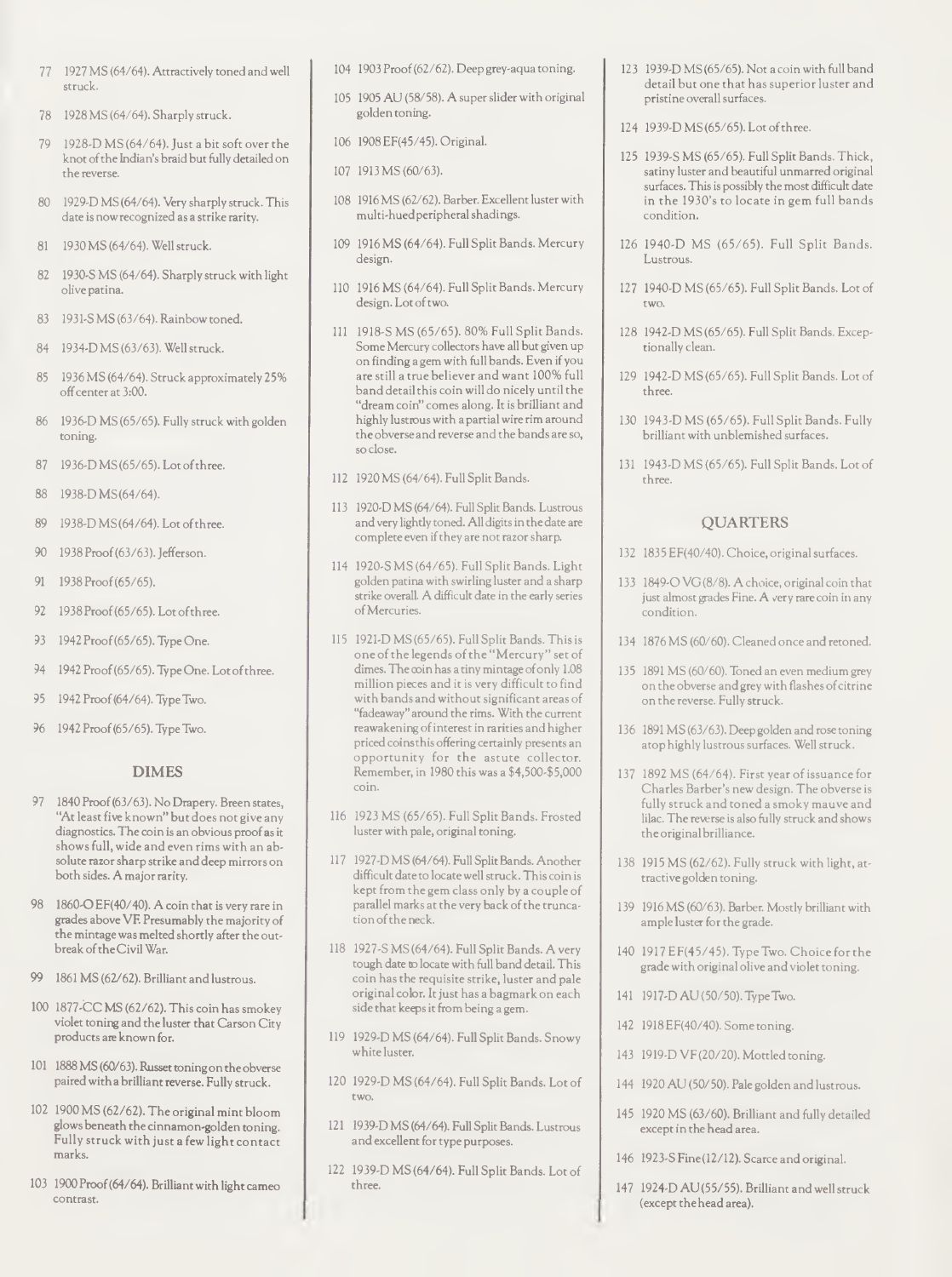77 1927 MS (64/64). Attractively toned and well struck.

78 1928 MS (64/64). Sharply struck.

79 1928-D MS (64/64). Just a bit soft over the knot of the Indian's braid but fully detailed on the reverse.

80 1929-D MS (64/64). Very sharply struck. This date is now recognized as a strike rarity.

81 1930 MS (64/64). Well struck.

82 1930-S MS (64/64). Sharply struck with light olive patina.

83 1931-S MS (63/64). Rainbow toned.

84 1934-D MS (63/63). Well struck.

85 1936 MS (64/64). Struck approximately 25% off center at 3:00.

86 1936-D MS (65/65). Fully struck with golden toning.

87 1936-D MS (65/65). Lot of three.

88 1938-D MS (64/64).

89 1938-D MS (64/64). Lot of three.

90 1938 Proof (63/63). Jefferson.

91 1938 Proof (65/65).

92 1938 Proof (65/65). Lot of three.

93 1942 Proof (65/65). Type One.

94 1942 Proof (65/65). Type One. Lot of three.

95 1942 Proof (64/64). Type Two.

96 1942 Proof (65/65). Type Two.

## DIMES

97 1840 Proof (63/63). No Drapery. Breen states, "At least five known" but does not give any diagnostics. The coin is an obvious proof as it shows full, wide and even rims with an absolute razor sharp strike and deep mirrors on both sides. A major rarity.

98 1860-O EF(40/40). A coin that is very rare in grades above VF. Presumably the majority of the mintage was melted shortly after the outbreak of the Civil War.

99 1861 MS (62/62). Brilliant and lustrous.

100 1877-CC MS (62/62). This coin has smokey violet toning and the luster that Carson City products are known for.

101 1888 MS (60/63). Russet toning on the obverse paired with a brilliant reverse. Fully struck.

102 1900 MS (62/62). The original mint bloom glows beneath the cinnamon-golden toning. Fully struck with just a few light contact marks.

103 1900 Proof (64/64). Brilliant with light cameo contrast.

104 1903 Proof (62/62). Deep grey-aqua toning.

105 1905 AU (58/58). A super slider with original golden toning.

106 1908 EF(45/45). Original.

107 1913 MS (60/63).

108 1916 MS (62/62). Barber. Excellent luster with multi-hued peripheral shadings.

109 1916 MS (64/64). Full Split Bands. Mercury design.

110 1916 MS (64/64). Full Split Bands. Mercury design. Lot of two.

111 1918-S MS (65/65). 80% Full Split Bands. Some Mercury collectors have all but given up on finding a gem with full bands. Even if you are still a true believer and want 100% full band detail this coin will do nicely until the "dream coin" comes along. It is brilliant and highly lustrous with a partial wire rim around the obverse and reverse and the bands are so, so close.

112 1920 MS (64/64). Full Split Bands.

113 1920-D MS (64/64). Full Split Bands. Lustrous and very lightly toned. All digits in the date are complete even if they are not razor sharp.

114 1920-S MS (64/65). Full Split Bands. Light golden patina with swirling luster and a sharp strike overall. A difficult date in the early series of Mercuries.

115 1921-D MS (65/65). Full Split Bands. This is one of the legends of the "Mercury" set of dimes. The coin has a tiny mintage of only 1.08 million pieces and it is very difficult to find with bands and without significant areas of "fadeaway" around the rims. With the current reawakening of interest in rarities and higher priced coins this offering certainly presents an opportunity for the astute collector. Remember, in 1980 this was a $4,500-$5,000 coin.

116 1923 MS (65/65). Full Split Bands. Frosted luster with pale, original toning.

117 1927-D MS (64/64). Full Split Bands. Another difficult date to locate well struck. This coin is kept from the gem class only by a couple of parallel marks at the very back of the truncation of the neck.

118 1927-S MS (64/64). Full Split Bands. A very tough date to locate with full band detail. This coin has the requisite strike, luster and pale original color. It just has a bagmark on each side that keeps it from being a gem.

119 1929-D MS (64/64). Full Split Bands. Snowy white luster.

120 1929-D MS (64/64). Full Split Bands. Lot of two.

121 1939-D MS (64/64). Full Split Bands. Lustrous and excellent for type purposes.

122 1939-D MS (64/64). Full Split Bands. Lot of three.

123 1939-D MS (65/65). Not a coin with full band detail but one that has superior luster and pristine overall surfaces.

124 1939-D MS (65/65). Lot of three.

125 1939-S MS (65/65). Full Split Bands. Thick, satiny luster and beautiful unmarred original surfaces. This is possibly the most difficult date in the 1930's to locate in gem full bands condition.

126 1940-D MS (65/65). Full Split Bands. Lustrous.

127 1940-D MS (65/65). Full Split Bands. Lot of two.

128 1942-D MS (65/65). Full Split Bands. Exceptionally clean.

129 1942-D MS (65/65). Full Split Bands. Lot of three.

130 1943-D MS (65/65). Full Split Bands. Fully brilliant with unblemished surfaces.

131 1943-D MS (65/65). Full Split Bands. Lot of three.

## QUARTERS

132 1835 EF(40/40). Choice, original surfaces.

133 1849-O VG (8/8). A choice, original coin that just almost grades Fine. A very rare coin in any condition.

134 1876 MS (60/60). Cleaned once and retoned.

135 1891 MS (60/60). Toned an even medium grey on the obverse and grey with flashes of citrine on the reverse. Fully struck.

136 1891 MS (63/63). Deep golden and rose toning atop highly lustrous surfaces. Well struck.

137 1892 MS (64/64). First year of issuance for Charles Barber's new design. The obverse is fully struck and toned a smoky mauve and lilac. The reverse is also fully struck and shows the original brilliance.

138 1915 MS (62/62). Fully struck with light, attractive golden toning.

139 1916 MS (60/63). Barber. Mostly brilliant with ample luster for the grade.

140 1917 EF(45/45). Type Two. Choice for the grade with original olive and violet toning.

141 1917-D AU (50/50). Type Two.

142 1918 EF(40/40). Some toning.

143 1919-D VF (20/20). Mottled toning.

144 1920 AU (50/50). Pale golden and lustrous.

145 1920 MS (63/60). Brilliant and fully detailed except in the head area.

146 1923-S Fine (12/12). Scarce and original.

147 1924-D AU (55/55). Brilliant and well struck (except the head area).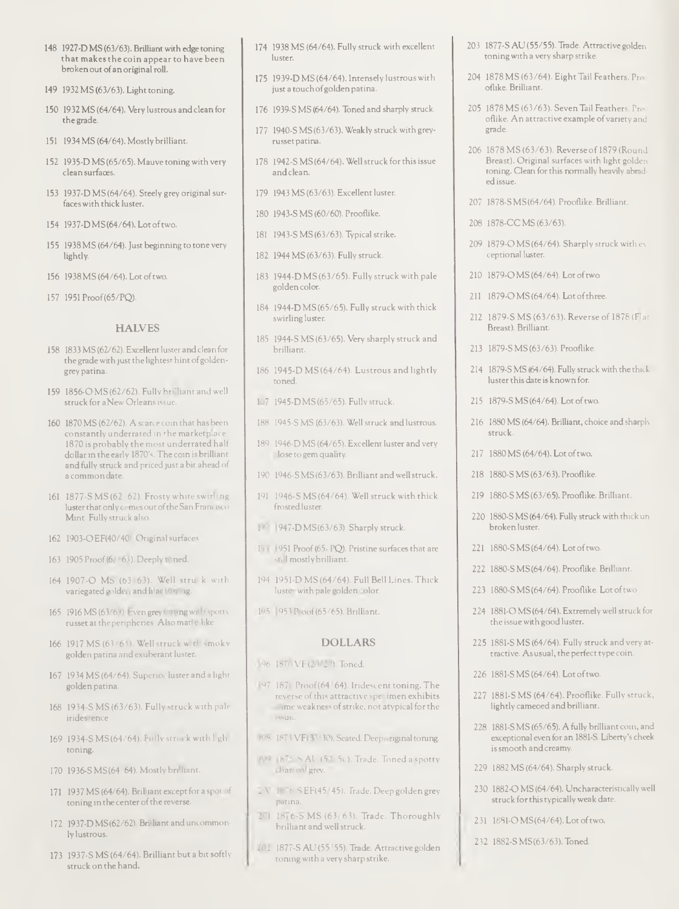148 1927-D MS (63/63). Brilliant with edge toning that makes the coin appear to have been broken out of an original roll.

149 1932 MS (63/63). Light toning.

150 1932 MS (64/64). Very lustrous and clean for the grade.

151 1934 MS (64/64). Mostly brilliant.

152 1935-D MS (65/65). Mauve toning with very clean surfaces.

153 1937-D MS (64/64). Steely grey original surfaces with thick luster.

154 1937-D MS (64/64). Lot of two.

155 1938 MS (64/64). Just beginning to tone very lightly.

156 1938 MS (64/64). Lot of two.

157 1951 Proof (65/PQ).

## HALVES

158 1833 MS (62/62). Excellent luster and clean for the grade with just the lightest hint of golden-grey patina.

159 1856-O MS (62/62). Fully brilliant and well struck for a New Orleans issue.

160 1870 MS (62/62). A scarce coin that has been constantly underrated in the marketplace. 1870 is probably the most underrated half dollar in the early 1870's. The coin is brilliant and fully struck and priced just a bit ahead of a common date.

161 1877-S MS (62/62). Frosty white swirling luster that only comes out of the San Francisco Mint. Fully struck also.

162 1903-O EF (40/40). Original surfaces.

163 1905 Proof (6?/6?). Deeply toned.

164 1907-O MS (63/63). Well struck with variegated golden and blue toning.

165 1916 MS (63/63). Even grey toning with spotty russet at the peripheries. Also matte like.

166 1917 MS (63/65). Well struck with smoky golden patina and exuberant luster.

167 1934 MS (64/64). Superior luster and a light golden patina.

168 1934-S MS (63/63). Fully struck with pale iridescence.

169 1934-S MS (64/64). Fully struck with light toning.

170 1936-S MS (64/64). Mostly brilliant.

171 1937 MS (64/64). Brilliant except for a spot of toning in the center of the reverse.

172 1937-D MS (62/62). Brilliant and uncommonly lustrous.

173 1937-S MS (64/64). Brilliant but a bit softly struck on the hand.

174 1938 MS (64/64). Fully struck with excellent luster.

175 1939-D MS (64/64). Intensely lustrous with just a touch of golden patina.

176 1939-S MS (64/64). Toned and sharply struck.

177 1940-S MS (63/63). Weakly struck with grey-russet patina.

178 1942-S MS (64/64). Well struck for this issue and clean.

179 1943 MS (63/63). Excellent luster.

180 1943-S MS (60/60). Prooflike.

181 1943-S MS (63/63). Typical strike.

182 1944 MS (63/63). Fully struck.

183 1944-D MS (63/65). Fully struck with pale golden color.

184 1944-D MS (65/65). Fully struck with thick swirling luster.

185 1944-S MS (63/65). Very sharply struck and brilliant.

186 1945-D MS (64/64). Lustrous and lightly toned.

187 1945-D MS (65/65). Fully struck.

188 1945-S MS (63/63). Well struck and lustrous.

189 1946-D MS (64/65). Excellent luster and very close to gem quality.

190 1946-S MS (63/63). Brilliant and well struck.

191 1946-S MS (64/64). Well struck with thick frosted luster.

192 1947-D MS (63/63). Sharply struck.

193 1951 Proof (65/PQ). Pristine surfaces that are still mostly brilliant.

194 1951-D MS (64/64). Full Bell Lines. Thick luster with pale golden color.

195 1953 Proof (65/65). Brilliant.

## DOLLARS

196 187? VF (20/20). Toned.

197 187? Proof (64/64). Iridescent toning. The reverse of this attractive specimen exhibits some weakness of strike, not atypical for the issue.

198 1873 VF (30/30). Seated. Deep original toning.

199 1875-S AU (55/55). Trade. Toned a spotty charcoal grey.

200 1876-S EF (45/45). Trade. Deep golden grey patina.

201 1876-S MS (63/63). Trade. Thoroughly brilliant and well struck.

202 1877-S AU (55/55). Trade. Attractive golden toning with a very sharp strike.

203 1877-S AU (55/55). Trade. Attractive golden toning with a very sharp strike.

204 1878 MS (63/64). Eight Tail Feathers. Prooflike. Brilliant.

205 1878 MS (63/63). Seven Tail Feathers. Prooflike. An attractive example of variety and grade.

206 1878 MS (63/63). Reverse of 1879 (Round Breast). Original surfaces with light golden toning. Clean for this normally heavily abraded issue.

207 1878-S MS (64/64). Prooflike. Brilliant.

208 1878-CC MS (63/63).

209 1879-O MS (64/64). Sharply struck with exceptional luster.

210 1879-O MS (64/64). Lot of two.

211 1879-O MS (64/64). Lot of three.

212 1879-S MS (63/63). Reverse of 1878 (Flat Breast). Brilliant.

213 1879-S MS (63/63). Prooflike.

214 1879-S MS (64/64). Fully struck with the thick luster this date is known for.

215 1879-S MS (64/64). Lot of two.

216 1880 MS (64/64). Brilliant, choice and sharply struck.

217 1880 MS (64/64). Lot of two.

218 1880-S MS (63/63). Prooflike.

219 1880-S MS (63/65). Prooflike. Brilliant.

220 1880-S MS (64/64). Fully struck with thick unbroken luster.

221 1880-S MS (64/64). Lot of two.

222 1880-S MS (64/64). Prooflike. Brilliant.

223 1880-S MS (64/64). Prooflike. Lot of two.

224 1881-O MS (64/64). Extremely well struck for the issue with good luster.

225 1881-S MS (64/64). Fully struck and very attractive. As usual, the perfect type coin.

226 1881-S MS (64/64). Lot of two.

227 1881-S MS (64/64). Prooflike. Fully struck, lightly cameoed and brilliant.

228 1881-S MS (65/65). A fully brilliant coin, and exceptional even for an 1881-S. Liberty's cheek is smooth and creamy.

229 1882 MS (64/64). Sharply struck.

230 1882-O MS (64/64). Uncharacteristically well struck for this typically weak date.

231 1881-O MS (64/64). Lot of two.

232 1882-S MS (63/63). Toned.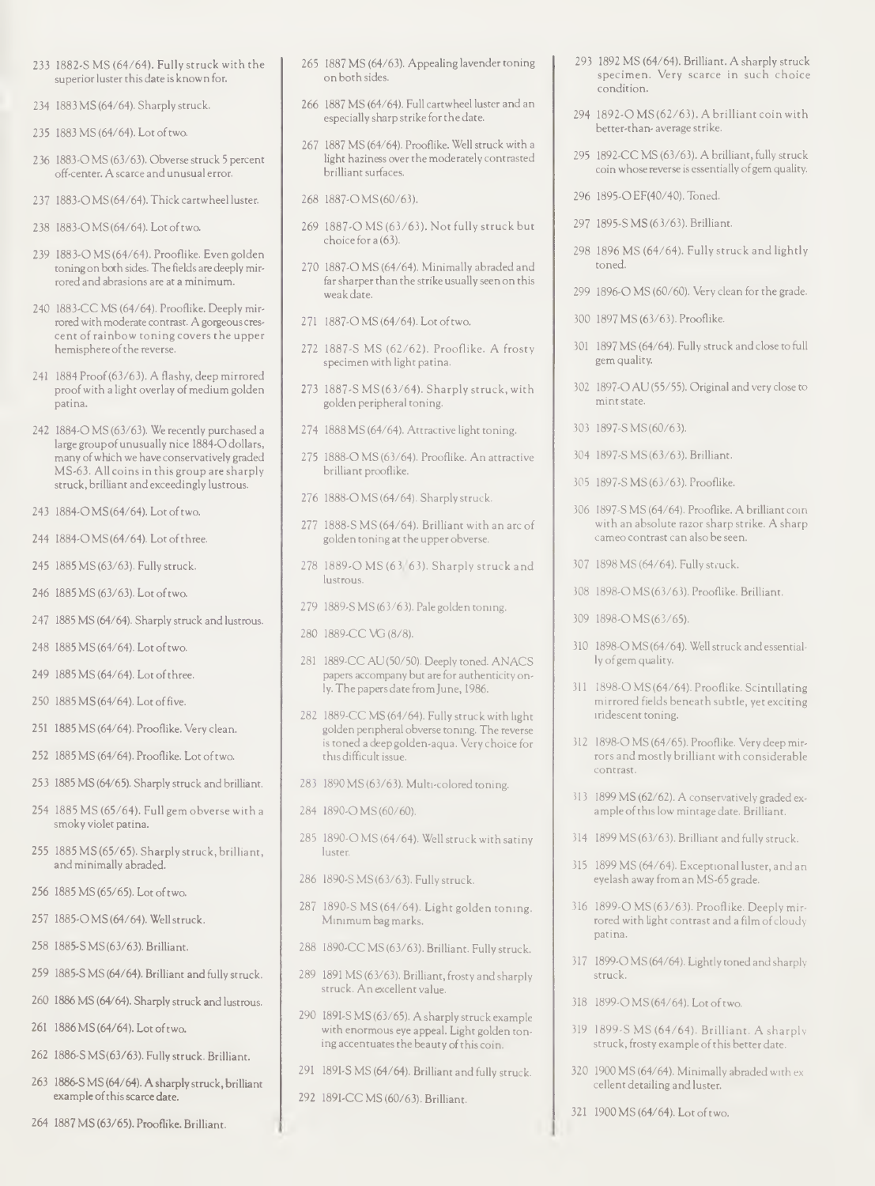233 1882-S MS (64/64). Fully struck with the superior luster this date is known for.

234 1883 MS (64/64). Sharply struck.

235 1883 MS (64/64). Lot of two.

236 1883-O MS (63/63). Obverse struck 5 percent off-center. A scarce and unusual error.

237 1883-O MS (64/64). Thick cartwheel luster.

238 1883-O MS (64/64). Lot of two.

239 1883-O MS (64/64). Prooflike. Even golden toning on both sides. The fields are deeply mirrored and abrasions are at a minimum.

240 1883-CC MS (64/64). Prooflike. Deeply mirrored with moderate contrast. A gorgeous crescent of rainbow toning covers the upper hemisphere of the reverse.

241 1884 Proof (63/63). A flashy, deep mirrored proof with a light overlay of medium golden patina.

242 1884-O MS (63/63). We recently purchased a large group of unusually nice 1884-O dollars, many of which we have conservatively graded MS-63. All coins in this group are sharply struck, brilliant and exceedingly lustrous.

243 1884-O MS (64/64). Lot of two.

244 1884-O MS (64/64). Lot of three.

245 1885 MS (63/63). Fully struck.

246 1885 MS (63/63). Lot of two.

247 1885 MS (64/64). Sharply struck and lustrous.

248 1885 MS (64/64). Lot of two.

249 1885 MS (64/64). Lot of three.

250 1885 MS (64/64). Lot of five.

251 1885 MS (64/64). Prooflike. Very clean.

252 1885 MS (64/64). Prooflike. Lot of two.

253 1885 MS (64/65). Sharply struck and brilliant.

254 1885 MS (65/64). Full gem obverse with a smoky violet patina.

255 1885 MS (65/65). Sharply struck, brilliant, and minimally abraded.

256 1885 MS (65/65). Lot of two.

257 1885-O MS (64/64). Well struck.

258 1885-S MS (63/63). Brilliant.

259 1885-S MS (64/64). Brilliant and fully struck.

260 1886 MS (64/64). Sharply struck and lustrous.

261 1886 MS (64/64). Lot of two.

262 1886-S MS (63/63). Fully struck. Brilliant.

263 1886-S MS (64/64). A sharply struck, brilliant example of this scarce date.

264 1887 MS (63/65). Prooflike. Brilliant.

265 1887 MS (64/63). Appealing lavender toning on both sides.

266 1887 MS (64/64). Full cartwheel luster and an especially sharp strike for the date.

267 1887 MS (64/64). Prooflike. Well struck with a light haziness over the moderately contrasted brilliant surfaces.

268 1887-O MS (60/63).

269 1887-O MS (63/63). Not fully struck but choice for a (63).

270 1887-O MS (64/64). Minimally abraded and far sharper than the strike usually seen on this weak date.

271 1887-O MS (64/64). Lot of two.

272 1887-S MS (62/62). Prooflike. A frosty specimen with light patina.

273 1887-S MS (63/64). Sharply struck, with golden peripheral toning.

274 1888 MS (64/64). Attractive light toning.

275 1888-O MS (63/64). Prooflike. An attractive brilliant prooflike.

276 1888-O MS (64/64). Sharply struck.

277 1888-S MS (64/64). Brilliant with an arc of golden toning at the upper obverse.

278 1889-O MS (63/63). Sharply struck and lustrous.

279 1889-S MS (63/63). Pale golden toning.

280 1889-CC VG (8/8).

281 1889-CC AU (50/50). Deeply toned. ANACS papers accompany but are for authenticity only. The papers date from June, 1986.

282 1889-CC MS (64/64). Fully struck with light golden peripheral obverse toning. The reverse is toned a deep golden-aqua. Very choice for this difficult issue.

283 1890 MS (63/63). Multi-colored toning.

284 1890-O MS (60/60).

285 1890-O MS (64/64). Well struck with satiny luster.

286 1890-S MS (63/63). Fully struck.

287 1890-S MS (64/64). Light golden toning. Minimum bag marks.

288 1890-CC MS (63/63). Brilliant. Fully struck.

289 1891 MS (63/63). Brilliant, frosty and sharply struck. An excellent value.

290 1891-S MS (63/65). A sharply struck example with enormous eye appeal. Light golden toning accentuates the beauty of this coin.

291 1891-S MS (64/64). Brilliant and fully struck.

292 1891-CC MS (60/63). Brilliant.

293 1892 MS (64/64). Brilliant. A sharply struck specimen. Very scarce in such choice condition.

294 1892-O MS (62/63). A brilliant coin with better-than- average strike.

295 1892-CC MS (63/63). A brilliant, fully struck coin whose reverse is essentially of gem quality.

296 1895-O EF (40/40). Toned.

297 1895-S MS (63/63). Brilliant.

298 1896 MS (64/64). Fully struck and lightly toned.

299 1896-O MS (60/60). Very clean for the grade.

300 1897 MS (63/63). Prooflike.

301 1897 MS (64/64). Fully struck and close to full gem quality.

302 1897-O AU (55/55). Original and very close to mint state.

303 1897-S MS (60/63).

304 1897-S MS (63/63). Brilliant.

305 1897-S MS (63/63). Prooflike.

306 1897-S MS (64/64). Prooflike. A brilliant coin with an absolute razor sharp strike. A sharp cameo contrast can also be seen.

307 1898 MS (64/64). Fully struck.

308 1898-O MS (63/63). Prooflike. Brilliant.

309 1898-O MS (63/65).

310 1898-O MS (64/64). Well struck and essentially of gem quality.

311 1898-O MS (64/64). Prooflike. Scintillating mirrored fields beneath subtle, yet exciting iridescent toning.

312 1898-O MS (64/65). Prooflike. Very deep mirrors and mostly brilliant with considerable contrast.

313 1899 MS (62/62). A conservatively graded example of this low mintage date. Brilliant.

314 1899 MS (63/63). Brilliant and fully struck.

315 1899 MS (64/64). Exceptional luster, and an eyelash away from an MS-65 grade.

316 1899-O MS (63/63). Prooflike. Deeply mirrored with light contrast and a film of cloudy patina.

317 1899-O MS (64/64). Lightly toned and sharply struck.

318 1899-O MS (64/64). Lot of two.

319 1899-S MS (64/64). Brilliant. A sharply struck, frosty example of this better date.

320 1900 MS (64/64). Minimally abraded with excellent detailing and luster.

321 1900 MS (64/64). Lot of two.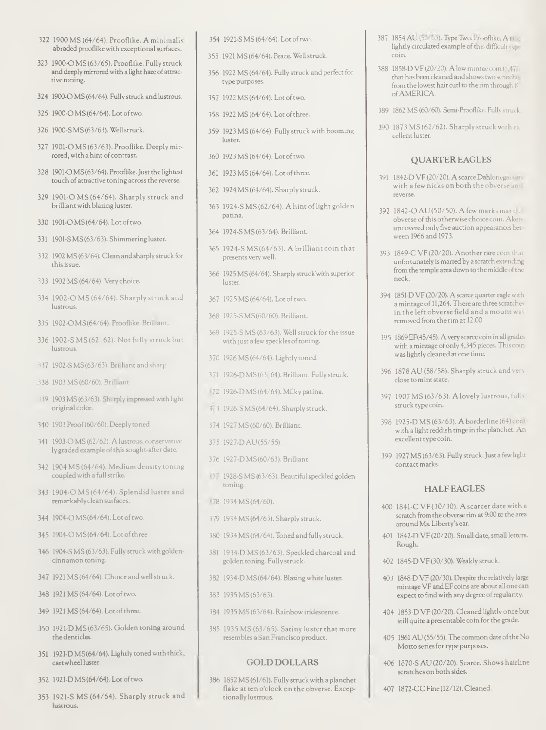322 1900 MS (64/64). Prooflike. A minimally abraded prooflike with exceptional surfaces.

323 1900-O MS (63/65). Prooflike. Fully struck and deeply mirrored with a light haze of attractive toning.

324 1900-O MS (64/64). Fully struck and lustrous.

325 1900-O MS (64/64). Lot of two.

326 1900-S MS (63/63). Well struck.

327 1901-O MS (63/63). Prooflike. Deeply mirrored, with a hint of contrast.

328 1901-O MS (63/64). Prooflike. Just the lightest touch of attractive toning across the reverse.

329 1901-O MS (64/64). Sharply struck and brilliant with blazing luster.

330 1901-O MS (64/64). Lot of two.

331 1901-S MS (63/63). Shimmering luster.

332 1902 MS (63/64). Clean and sharply struck for this issue.

333 1902 MS (64/64). Very choice.

334 1902-O MS (64/64). Sharply struck and lustrous.

335 1902-O MS (64/64). Prooflike. Brilliant.

336 1902-S MS (62 62). Not fully struck but lustrous.

337 1902-S MS (63/63). Brilliant and sharp

338 1903 MS (60/60). Brilliant

339 1903 MS (63/63). Sharply impressed with light original color.

340 1903 Proof (60/60). Deeply toned

341 1903-O MS (62/62). A lustrous, conservatively graded example of this sought-after date.

342 1904 MS (64/64). Medium density toning coupled with a full strike.

343 1904-O MS (64/64). Splendid luster and remarkably clean surfaces.

344 1904-O MS (64/64). Lot of two.

345 1904-O MS (64/64). Lot of three

346 1904-S MS (63/63). Fully struck with golden-cinnamon toning.

347 1921 MS (64/64). Choice and well struck.

348 1921 MS (64/64). Lot of two.

349 1921 MS (64/64). Lot of three.

350 1921-D MS (63/65). Golden toning around the denticles.

351 1921-D MS (64/64). Lightly toned with thick, cartwheel luster.

352 1921-D MS (64/64). Lot of two.

353 1921-S MS (64/64). Sharply struck and lustrous.

354 1921-S MS (64/64). Lot of two.

355 1921 MS (64/64). Peace. Well struck.

356 1922 MS (64/64). Fully struck and perfect for type purposes.

357 1922 MS (64/64). Lot of two.

358 1922 MS (64/64). Lot of three.

359 1923 MS (64/64). Fully struck with booming luster.

360 1923 MS (64/64). Lot of two.

361 1923 MS (64/64). Lot of three.

362 1924 MS (64/64). Sharply struck.

363 1924-S MS (62/64). A hint of light golden patina.

364 1924-S MS (63/64). Brilliant.

365 1924-S MS (64/63). A brilliant coin that presents very well.

366 1925 MS (64/64). Sharply struck with superior luster.

367 1925 MS (64/64). Lot of two.

368 1925-S MS (60/60). Brilliant.

369 1925-S MS (63/63). Well struck for the issue with just a few speckles of toning.

370 1926 MS (64/64). Lightly toned.

371 1926-D MS (63/64). Brilliant. Fully struck.

372 1926-D MS (64/64). Milky patina.

373 1926-S MS (64/64). Sharply struck.

374 1927 MS (60/60). Brilliant.

375 1927-D AU (55/55).

376 1927-D MS (60/63). Brilliant.

377 1928-S MS (63/63). Beautiful speckled golden toning.

378 1934 MS (64/60).

379 1934 MS (64/63). Sharply struck.

380 1934 MS (64/64). Toned and fully struck.

381 1934-D MS (63/63). Speckled charcoal and golden toning. Fully struck.

382 1934-D MS (64/64). Blazing white luster.

383 1935 MS (63/63).

384 1935 MS (63/64). Rainbow iridescence.

385 1935 MS (63/65). Satiny luster that more resembles a San Francisco product.

## GOLD DOLLARS

386 1852 MS (61/61). Fully struck with a planchet flake at ten o'clock on the obverse. Exceptionally lustrous.

387 1854 AU (55/55). Type Two. Prooflike. A nice lightly circulated example of this difficult type coin.

388 1858-D VF (20/20). A low mintage coin (3,477) that has been cleaned and shows two scratches from the lowest hair curl to the rim through IC of AMERICA.

389 1862 MS (60/60). Semi-Prooflike. Fully struck.

390 1873 MS (62/62). Sharply struck with excellent luster.

## QUARTER EAGLES

391 1842-D VF (20/20). A scarce Dahlonega coin with a few nicks on both the obverse and reverse.

392 1842-O AU (50/50). A few marks mar the obverse of this otherwise choice coin. Akers uncovered only five auction appearances between 1966 and 1973.

393 1849-C VF (20/20). Another rare coin that unfortunately is marred by a scratch extending from the temple area down to the middle of the neck.

394 1851-D VF (20/20). A scarce quarter eagle with a mintage of 11,264. There are three scratches in the left obverse field and a mount was removed from the rim at 12:00.

395 1869 EF (45/45). A very scarce coin in all grades with a mintage of only 4,345 pieces. This coin was lightly cleaned at one time.

396 1878 AU (58/58). Sharply struck and very close to mint state.

397 1907 MS (63/63). A lovely lustrous, fully struck type coin.

398 1925-D MS (63/63). A borderline (64) coin with a light reddish tinge in the planchet. An excellent type coin.

399 1927 MS (63/63). Fully struck. Just a few light contact marks.

## HALF EAGLES

400 1841-C VF (30/30). A scarcer date with a scratch from the obverse rim at 9:00 to the area around Ms. Liberty's ear.

401 1842-D VF (20/20). Small date, small letters. Rough.

402 1845-D VF (30/30). Weakly struck.

403 1848-D VF (20/30). Despite the relatively large mintage VF and EF coins are about all one can expect to find with any degree of regularity.

404 1853-D VF (20/20). Cleaned lightly once but still quite a presentable coin for the grade.

405 1861 AU (55/55). The common date of the No Motto series for type purposes.

406 1870-S AU (20/20). Scarce. Shows hairline scratches on both sides.

407 1872-CC Fine (12/12). Cleaned.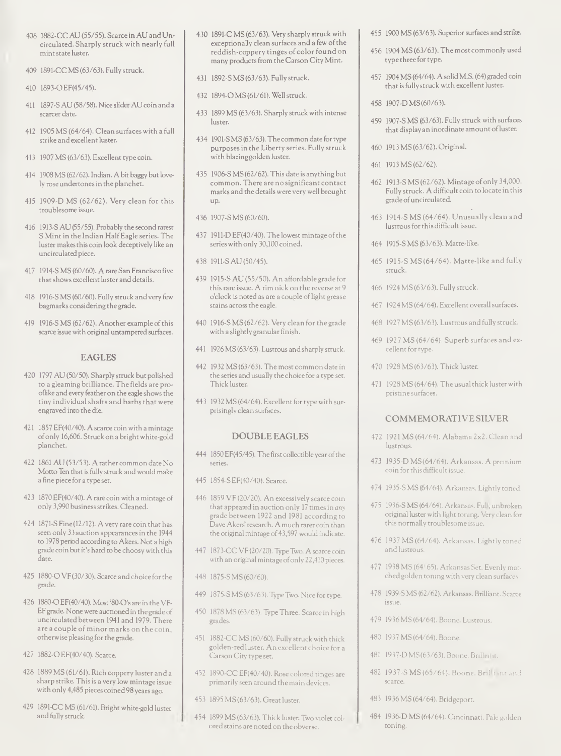408 1882-CC AU (55/55). Scarce in AU and Uncirculated. Sharply struck with nearly full mint state luster.

409 1891-CC MS (63/63). Fully struck.

410 1893-O EF(45/45).

411 1897-S AU (58/58). Nice slider AU coin and a scarcer date.

412 1905 MS (64/64). Clean surfaces with a full strike and excellent luster.

413 1907 MS (63/63). Excellent type coin.

414 1908 MS (62/62). Indian. A bit baggy but lovely rose undertones in the planchet.

415 1909-D MS (62/62). Very clean for this troublesome issue.

416 1913-S AU (55/55). Probably the second rarest S Mint in the Indian Half Eagle series. The luster makes this coin look deceptively like an uncirculated piece.

417 1914-S MS (60/60). A rare San Francisco five that shows excellent luster and details.

418 1916-S MS (60/60). Fully struck and very few bagmarks considering the grade.

419 1916-S MS (62/62). Another example of this scarce issue with original untampered surfaces.

### EAGLES

420 1797 AU (50/50). Sharply struck but polished to a gleaming brilliance. The fields are prooflike and every feather on the eagle shows the tiny individual shafts and barbs that were engraved into the die.

421 1857 EF(40/40). A scarce coin with a mintage of only 16,606. Struck on a bright white-gold planchet.

422 1861 AU (53/53). A rather common date No Motto Ten that is fully struck and would make a fine piece for a type set.

423 1870 EF(40/40). A rare coin with a mintage of only 3,990 business strikes. Cleaned.

424 1871-S Fine (12/12). A very rare coin that has seen only 33 auction appearances in the 1944 to 1978 period according to Akers. Not a high grade coin but it's hard to be choosy with this date.

425 1880-O VF (30/30). Scarce and choice for the grade.

426 1880-O EF(40/40). Most '80-O's are in the VF-EF grade. None were auctioned in the grade of uncirculated between 1941 and 1979. There are a couple of minor marks on the coin, otherwise pleasing for the grade.

427 1882-O EF(40/40). Scarce.

428 1889 MS (61/61). Rich coppery luster and a sharp strike. This is a very low mintage issue with only 4,485 pieces coined 98 years ago.

429 1891-CC MS (61/61). Bright white-gold luster and fully struck.

430 1891-C MS (63/63). Very sharply struck with exceptionally clean surfaces and a few of the reddish-coppery tinges of color found on many products from the Carson City Mint.

431 1892-S MS (63/63). Fully struck.

432 1894-O MS (61/61). Well struck.

433 1899 MS (63/63). Sharply struck with intense luster.

434 1901-S MS (63/63). The common date for type purposes in the Liberty series. Fully struck with blazing golden luster.

435 1906-S MS (62/62). This date is anything but common. There are no significant contact marks and the details were very well brought up.

436 1907-S MS (60/60).

437 1911-D EF(40/40). The lowest mintage of the series with only 30,100 coined.

438 1911-S AU (50/45).

439 1915-S AU (55/50). An affordable grade for this rare issue. A rim nick on the reverse at 9 o'clock is noted as are a couple of light grease stains across the eagle.

440 1916-S MS (62/62). Very clean for the grade with a slightly granular finish.

441 1926 MS (63/63). Lustrous and sharply struck.

442 1932 MS (63/63). The most common date in the series and usually the choice for a type set. Thick luster.

443 1932 MS (64/64). Excellent for type with surprisingly clean surfaces.

### DOUBLE EAGLES

444 1850 EF(45/45). The first collectible year of the series.

445 1854-S EF(40/40). Scarce.

446 1859 VF (20/20). An excessively scarce coin that appeared in auction only 17 times in *any* grade between 1922 and 1981 according to Dave Akers' research. A much rarer coin than the original mintage of 43,597 would indicate.

447 1873-CC VF (20/20). Type Two. A scarce coin with an original mintage of only 22,410 pieces.

448 1875-S MS (60/60).

449 1875-S MS (63/63). Type Two. Nice for type.

450 1878 MS (63/63). Type Three. Scarce in high grades.

451 1882-CC MS (60/60). Fully struck with thick golden-red luster. An excellent choice for a Carson City type set.

452 1890-CC EF(40/40). Rose colored tinges are primarily seen around the main devices.

453 1895 MS (63/63). Great luster.

454 1899 MS (63/63). Thick luster. Two violet colored stains are noted on the obverse.

455 1900 MS (63/63). Superior surfaces and strike.

456 1904 MS (63/63). The most commonly used type three for type.

457 1904 MS (64/64). A solid M.S. (64) graded coin that is fully struck with excellent luster.

458 1907-D MS (60/63).

459 1907-S MS (63/63). Fully struck with surfaces that display an inordinate amount of luster.

460 1913 MS (63/62). Original.

461 1913 MS (62/62).

462 1913-S MS (62/62). Mintage of only 34,000. Fully struck. A difficult coin to locate in this grade of uncirculated.

463 1914-S MS (64/64). Unusually clean and lustrous for this difficult issue.

464 1915-S MS (63/63). Matte-like.

465 1915-S MS (64/64). Matte-like and fully struck.

466 1924 MS (63/63). Fully struck.

467 1924 MS (64/64). Excellent overall surfaces.

468 1927 MS (63/63). Lustrous and fully struck.

469 1927 MS (64/64). Superb surfaces and excellent for type.

470 1928 MS (63/63). Thick luster.

471 1928 MS (64/64). The usual thick luster with pristine surfaces.

### COMMEMORATIVE SILVER

472 1921 MS (64/64). Alabama 2x2. Clean and lustrous.

473 1935-D MS (64/64). Arkansas. A premium coin for this difficult issue.

474 1935-S MS (64/64). Arkansas. Lightly toned.

475 1936-S MS (64/64). Arkansas. Full, unbroken original luster with light toning. Very clean for this normally troublesome issue.

476 1937 MS (64/64). Arkansas. Lightly toned and lustrous.

477 1938 MS (64/65). Arkansas Set. Evenly matched golden toning with very clean surfaces.

478 1939-S MS (62/62). Arkansas. Brilliant. Scarce issue.

479 1936 MS (64/64). Boone. Lustrous.

480 1937 MS (64/64). Boone.

481 1937-D MS (63/63). Boone. Brilliant.

482 1937-S MS (65/64). Boone. Brilliant and scarce.

483 1936 MS (64/64). Bridgeport.

484 1936-D MS (64/64). Cincinnati. Pale golden toning.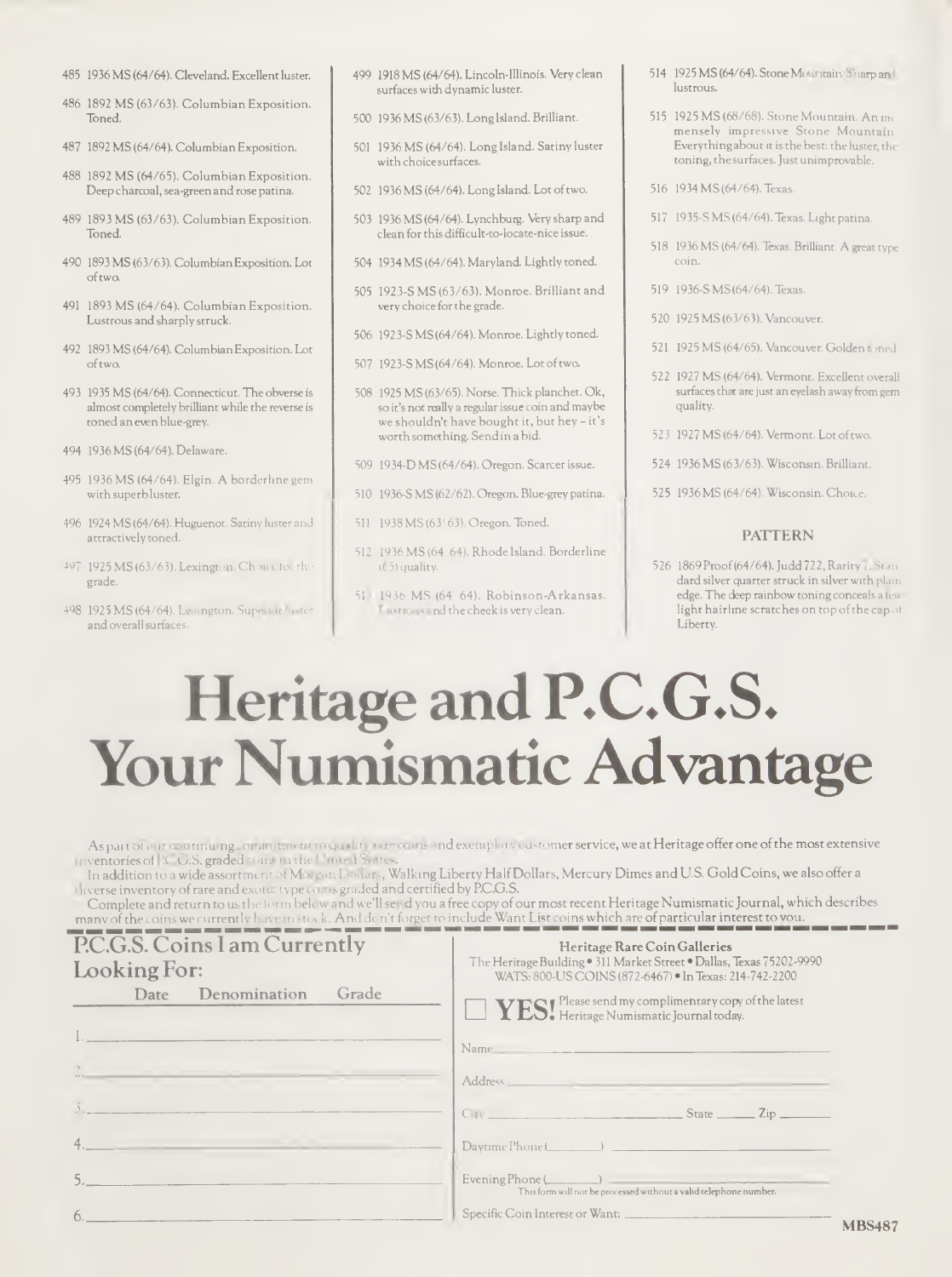485 1936 MS (64/64). Cleveland. Excellent luster.

486 1892 MS (63/63). Columbian Exposition. Toned.

487 1892 MS (64/64). Columbian Exposition.

488 1892 MS (64/65). Columbian Exposition. Deep charcoal, sea-green and rose patina.

489 1893 MS (63/63). Columbian Exposition. Toned.

490 1893 MS (63/63). Columbian Exposition. Lot of two.

491 1893 MS (64/64). Columbian Exposition. Lustrous and sharply struck.

492 1893 MS (64/64). Columbian Exposition. Lot of two.

493 1935 MS (64/64). Connecticut. The obverse is almost completely brilliant while the reverse is toned an even blue-grey.

494 1936 MS (64/64). Delaware.

495 1936 MS (64/64). Elgin. A borderline gem with superb luster.

496 1924 MS (64/64). Huguenot. Satiny luster and attractively toned.

497 1925 MS (63/63). Lexington. Choice for the grade.

498 1925 MS (64/64). Lexington. Superior luster and overall surfaces.

499 1918 MS (64/64). Lincoln-Illinois. Very clean surfaces with dynamic luster.

500 1936 MS (63/63). Long Island. Brilliant.

501 1936 MS (64/64). Long Island. Satiny luster with choice surfaces.

502 1936 MS (64/64). Long Island. Lot of two.

503 1936 MS (64/64). Lynchburg. Very sharp and clean for this difficult-to-locate-nice issue.

504 1934 MS (64/64). Maryland. Lightly toned.

505 1923-S MS (63/63). Monroe. Brilliant and very choice for the grade.

506 1923-S MS (64/64). Monroe. Lightly toned.

507 1923-S MS (64/64). Monroe. Lot of two.

508 1925 MS (63/65). Norse. Thick planchet. Ok, so it's not really a regular issue coin and maybe we shouldn't have bought it, but hey – it's worth something. Send in a bid.

509 1934-D MS (64/64). Oregon. Scarcer issue.

510 1936-S MS (62/62). Oregon. Blue-grey patina.

511 1938 MS (63/63). Oregon. Toned.

512 1936 MS (64/64). Rhode Island. Borderline (65) quality.

513 1936 MS (64/64). Robinson-Arkansas. Lustrous and the cheek is very clean.

514 1925 MS (64/64). Stone Mountain. Sharp and lustrous.

515 1925 MS (68/68). Stone Mountain. An immensely impressive Stone Mountain. Everything about it is the best: the luster, the toning, the surfaces. Just unimprovable.

516 1934 MS (64/64). Texas.

517 1935-S MS (64/64). Texas. Light patina.

518 1936 MS (64/64). Texas. Brilliant. A great type coin.

519 1936-S MS (64/64). Texas.

520 1925 MS (63/63). Vancouver.

521 1925 MS (64/65). Vancouver. Golden toned.

522 1927 MS (64/64). Vermont. Excellent overall surfaces that are just an eyelash away from gem quality.

523 1927 MS (64/64). Vermont. Lot of two.

524 1936 MS (63/63). Wisconsin. Brilliant.

525 1936 MS (64/64). Wisconsin. Choice.

## PATTERN

526 1869 Proof (64/64). Judd 722, Rarity 7. Standard silver quarter struck in silver with plain edge. The deep rainbow toning conceals a few light hairline scratches on top of the cap of Liberty.

# Heritage and P.C.G.S. Your Numismatic Advantage

As part of our continuing commitment to quality rare coins and exemplary customer service, we at Heritage offer one of the most extensive inventories of P.C.G.S. graded coins in the United States.

In addition to a wide assortment of Morgan Dollars, Walking Liberty Half Dollars, Mercury Dimes and U.S. Gold Coins, we also offer a diverse inventory of rare and exotic type coins graded and certified by P.C.G.S.

Complete and return to us the form below and we'll send you a free copy of our most recent Heritage Numismatic Journal, which describes many of the coins we currently have in stock. And don't forget to include Want List coins which are of particular interest to you.

## P.C.G.S. Coins I am Currently Looking For:

| Date | Denomination | Grade |
|---|---|---|
| 1. | | |
| 2. | | |
| 3. | | |
| 4. | | |
| 5. | | |
| 6. | | |

**Heritage Rare Coin Galleries**
The Heritage Building • 311 Market Street • Dallas, Texas 75202-9990
WATS: 800-US COINS (872-6467) • In Texas: 214-742-2200

☐ **YES!** Please send my complimentary copy of the latest Heritage Numismatic Journal today.

Name ______________________

Address ______________________

City ______________ State ______ Zip ______

Daytime Phone (______) ______________

Evening Phone (______) ______________
This form will not be processed without a valid telephone number.

Specific Coin Interest or Want: ______________________

MBS487